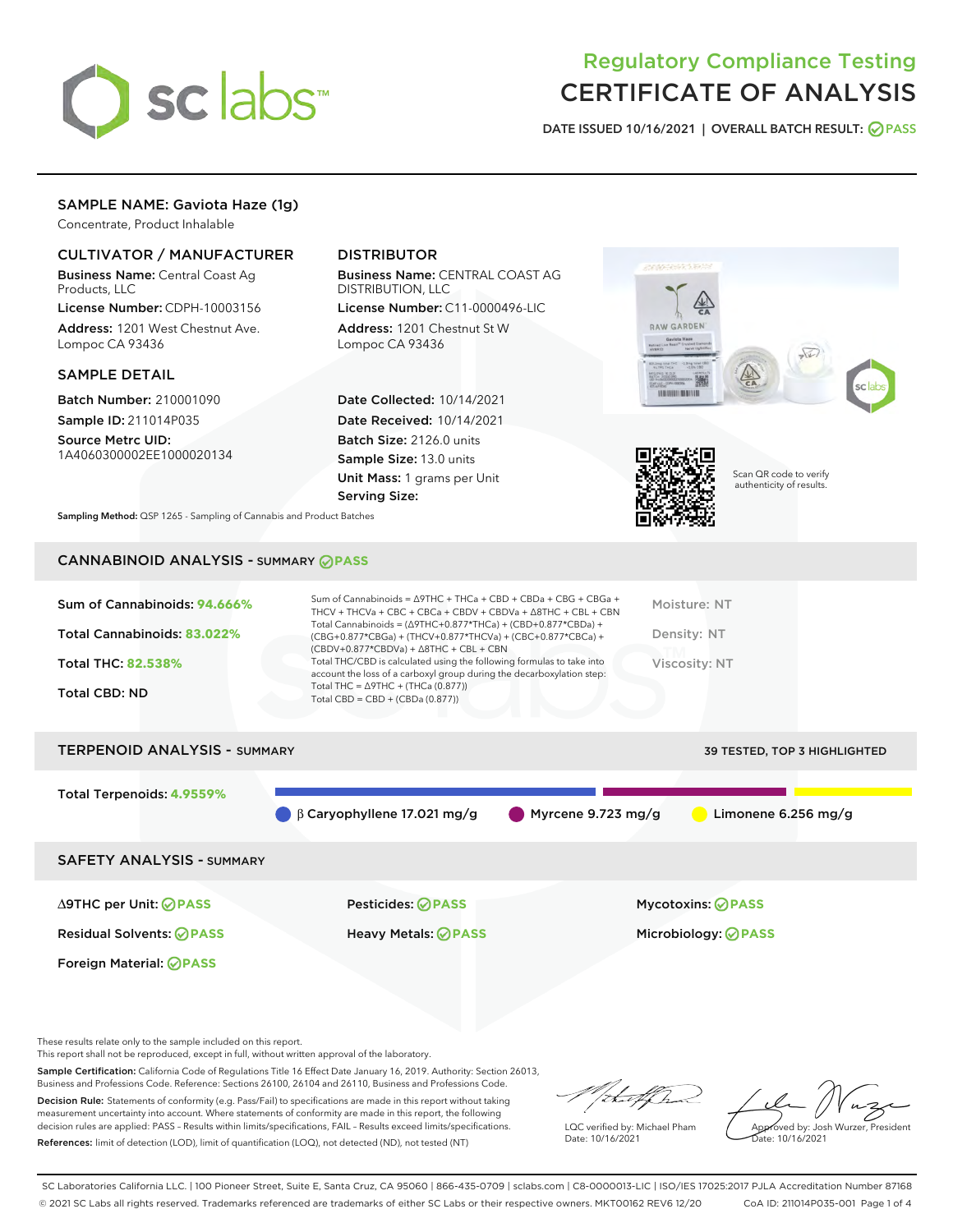# Regulatory Compliance Testing
# CERTIFICATE OF ANALYSIS

DATE ISSUED 10/16/2021 | OVERALL BATCH RESULT: PASS

## SAMPLE NAME: Gaviota Haze (1g)

Concentrate, Product Inhalable

### CULTIVATOR / MANUFACTURER

**Business Name:** Central Coast Ag Products, LLC

**License Number:** CDPH-10003156

**Address:** 1201 West Chestnut Ave. Lompoc CA 93436

### DISTRIBUTOR

**Business Name:** CENTRAL COAST AG DISTRIBUTION, LLC

**License Number:** C11-0000496-LIC

**Address:** 1201 Chestnut St W Lompoc CA 93436

### SAMPLE DETAIL

**Batch Number:** 210001090

**Sample ID:** 211014P035

**Source Metrc UID:** 1A4060300002EE1000020134

**Date Collected:** 10/14/2021

**Date Received:** 10/14/2021

**Batch Size:** 2126.0 units

**Sample Size:** 13.0 units

**Unit Mass:** 1 grams per Unit

**Serving Size:**

**Sampling Method:** QSP 1265 - Sampling of Cannabis and Product Batches

Scan QR code to verify authenticity of results.

## CANNABINOID ANALYSIS - SUMMARY PASS

Sum of Cannabinoids: **94.666%**

Total Cannabinoids: **83.022%**

Total THC: **82.538%**

Total CBD: ND

Sum of Cannabinoids = Δ9THC + THCa + CBD + CBDa + CBG + CBGa + THCV + THCVa + CBC + CBCa + CBDV + CBDVa + Δ8THC + CBL + CBN

Total Cannabinoids = (Δ9THC+0.877*THCa) + (CBD+0.877*CBDa) + (CBG+0.877*CBGa) + (THCV+0.877*THCVa) + (CBC+0.877*CBCa) + (CBDV+0.877*CBDVa) + Δ8THC + CBL + CBN

Total THC/CBD is calculated using the following formulas to take into account the loss of a carboxyl group during the decarboxylation step:

Total THC = Δ9THC + (THCa (0.877))

Total CBD = CBD + (CBDa (0.877))

Moisture: NT

Density: NT

Viscosity: NT

## TERPENOID ANALYSIS - SUMMARY

39 TESTED, TOP 3 HIGHLIGHTED

Total Terpenoids: **4.9559%**

β Caryophyllene 17.021 mg/g | Myrcene 9.723 mg/g | Limonene 6.256 mg/g

## SAFETY ANALYSIS - SUMMARY

| | | |
|---|---|---|
| Δ9THC per Unit: PASS | Pesticides: PASS | Mycotoxins: PASS |
| Residual Solvents: PASS | Heavy Metals: PASS | Microbiology: PASS |
| Foreign Material: PASS | | |

These results relate only to the sample included on this report.
This report shall not be reproduced, except in full, without written approval of the laboratory.

**Sample Certification:** California Code of Regulations Title 16 Effect Date January 16, 2019. Authority: Section 26013, Business and Professions Code. Reference: Sections 26100, 26104 and 26110, Business and Professions Code.

**Decision Rule:** Statements of conformity (e.g. Pass/Fail) to specifications are made in this report without taking measurement uncertainty into account. Where statements of conformity are made in this report, the following decision rules are applied: PASS – Results within limits/specifications, FAIL – Results exceed limits/specifications.

**References:** limit of detection (LOD), limit of quantification (LOQ), not detected (ND), not tested (NT)

LQC verified by: Michael Pham
Date: 10/16/2021

Approved by: Josh Wurzer, President
Date: 10/16/2021

SC Laboratories California LLC. | 100 Pioneer Street, Suite E, Santa Cruz, CA 95060 | 866-435-0709 | sclabs.com | C8-0000013-LIC | ISO/IES 17025:2017 PJLA Accreditation Number 87168
© 2021 SC Labs all rights reserved. Trademarks referenced are trademarks of either SC Labs or their respective owners. MKT00162 REV6 12/20 CoA ID: 211014P035-001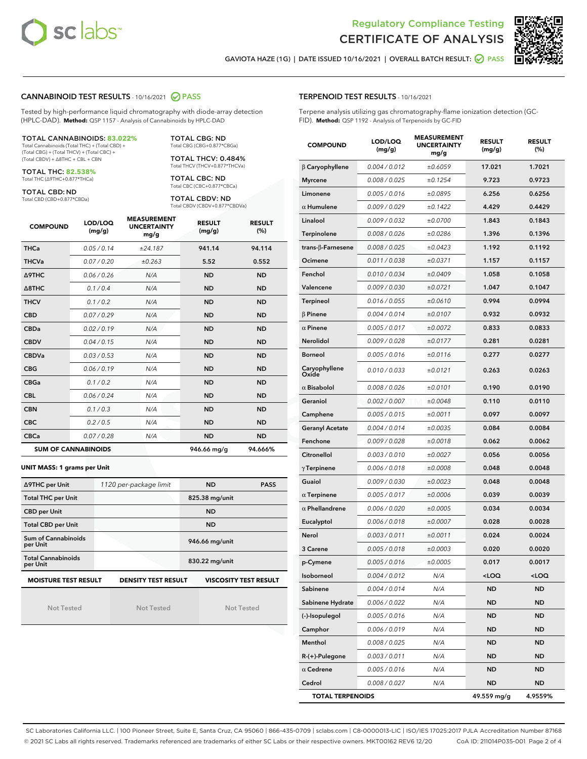# Regulatory Compliance Testing
# CERTIFICATE OF ANALYSIS

GAVIOTA HAZE (1G) | DATE ISSUED 10/16/2021 | OVERALL BATCH RESULT: PASS

## CANNABINOID TEST RESULTS - 10/16/2021 PASS

Tested by high-performance liquid chromatography with diode-array detection (HPLC-DAD). **Method:** QSP 1157 - Analysis of Cannabinoids by HPLC-DAD

**TOTAL CANNABINOIDS: 83.022%**
Total Cannabinoids (Total THC) + (Total CBD) + (Total CBG) + (Total THCV) + (Total CBC) + (Total CBDV) + Δ8THC + CBL + CBN

**TOTAL THC: 82.538%**
Total THC (Δ9THC+0.877*THCa)

**TOTAL CBD: ND**
Total CBD (CBD+0.877*CBDa)

**TOTAL CBG: ND**
Total CBG (CBG+0.877*CBGa)

**TOTAL THCV: 0.484%**
Total THCV (THCV+0.877*THCVa)

**TOTAL CBC: ND**
Total CBC (CBC+0.877*CBCa)

**TOTAL CBDV: ND**
Total CBDV (CBDV+0.877*CBDVa)

| COMPOUND | LOD/LOQ (mg/g) | MEASUREMENT UNCERTAINTY mg/g | RESULT (mg/g) | RESULT (%) |
|---|---|---|---|---|
| THCa | 0.05 / 0.14 | ±24.187 | 941.14 | 94.114 |
| THCVa | 0.07 / 0.20 | ±0.263 | 5.52 | 0.552 |
| Δ9THC | 0.06 / 0.26 | N/A | ND | ND |
| Δ8THC | 0.1 / 0.4 | N/A | ND | ND |
| THCV | 0.1 / 0.2 | N/A | ND | ND |
| CBD | 0.07 / 0.29 | N/A | ND | ND |
| CBDa | 0.02 / 0.19 | N/A | ND | ND |
| CBDV | 0.04 / 0.15 | N/A | ND | ND |
| CBDVa | 0.03 / 0.53 | N/A | ND | ND |
| CBG | 0.06 / 0.19 | N/A | ND | ND |
| CBGa | 0.1 / 0.2 | N/A | ND | ND |
| CBL | 0.06 / 0.24 | N/A | ND | ND |
| CBN | 0.1 / 0.3 | N/A | ND | ND |
| CBC | 0.2 / 0.5 | N/A | ND | ND |
| CBCa | 0.07 / 0.28 | N/A | ND | ND |
| **SUM OF CANNABINOIDS** | | | **946.66 mg/g** | **94.666%** |

**UNIT MASS: 1 grams per Unit**

| Δ9THC per Unit | 1120 per-package limit | ND | PASS |
|---|---|---|---|
| Total THC per Unit | | 825.38 mg/unit | |
| CBD per Unit | | ND | |
| Total CBD per Unit | | ND | |
| Sum of Cannabinoids per Unit | | 946.66 mg/unit | |
| Total Cannabinoids per Unit | | 830.22 mg/unit | |

| MOISTURE TEST RESULT | DENSITY TEST RESULT | VISCOSITY TEST RESULT |
|---|---|---|
| Not Tested | Not Tested | Not Tested |

## TERPENOID TEST RESULTS - 10/16/2021

Terpene analysis utilizing gas chromatography-flame ionization detection (GC-FID). **Method:** QSP 1192 - Analysis of Terpenoids by GC-FID

| COMPOUND | LOD/LOQ (mg/g) | MEASUREMENT UNCERTAINTY mg/g | RESULT (mg/g) | RESULT (%) |
|---|---|---|---|---|
| β Caryophyllene | 0.004 / 0.012 | ±0.6059 | 17.021 | 1.7021 |
| Myrcene | 0.008 / 0.025 | ±0.1254 | 9.723 | 0.9723 |
| Limonene | 0.005 / 0.016 | ±0.0895 | 6.256 | 0.6256 |
| α Humulene | 0.009 / 0.029 | ±0.1422 | 4.429 | 0.4429 |
| Linalool | 0.009 / 0.032 | ±0.0700 | 1.843 | 0.1843 |
| Terpinolene | 0.008 / 0.026 | ±0.0286 | 1.396 | 0.1396 |
| trans-β-Farnesene | 0.008 / 0.025 | ±0.0423 | 1.192 | 0.1192 |
| Ocimene | 0.011 / 0.038 | ±0.0371 | 1.157 | 0.1157 |
| Fenchol | 0.010 / 0.034 | ±0.0409 | 1.058 | 0.1058 |
| Valencene | 0.009 / 0.030 | ±0.0721 | 1.047 | 0.1047 |
| Terpineol | 0.016 / 0.055 | ±0.0610 | 0.994 | 0.0994 |
| β Pinene | 0.004 / 0.014 | ±0.0107 | 0.932 | 0.0932 |
| α Pinene | 0.005 / 0.017 | ±0.0072 | 0.833 | 0.0833 |
| Nerolidol | 0.009 / 0.028 | ±0.0177 | 0.281 | 0.0281 |
| Borneol | 0.005 / 0.016 | ±0.0116 | 0.277 | 0.0277 |
| Caryophyllene Oxide | 0.010 / 0.033 | ±0.0121 | 0.263 | 0.0263 |
| α Bisabolol | 0.008 / 0.026 | ±0.0101 | 0.190 | 0.0190 |
| Geraniol | 0.002 / 0.007 | ±0.0048 | 0.110 | 0.0110 |
| Camphene | 0.005 / 0.015 | ±0.0011 | 0.097 | 0.0097 |
| Geranyl Acetate | 0.004 / 0.014 | ±0.0035 | 0.084 | 0.0084 |
| Fenchone | 0.009 / 0.028 | ±0.0018 | 0.062 | 0.0062 |
| Citronellol | 0.003 / 0.010 | ±0.0027 | 0.056 | 0.0056 |
| γ Terpinene | 0.006 / 0.018 | ±0.0008 | 0.048 | 0.0048 |
| Guaiol | 0.009 / 0.030 | ±0.0023 | 0.048 | 0.0048 |
| α Terpinene | 0.005 / 0.017 | ±0.0006 | 0.039 | 0.0039 |
| α Phellandrene | 0.006 / 0.020 | ±0.0005 | 0.034 | 0.0034 |
| Eucalyptol | 0.006 / 0.018 | ±0.0007 | 0.028 | 0.0028 |
| Nerol | 0.003 / 0.011 | ±0.0011 | 0.024 | 0.0024 |
| 3 Carene | 0.005 / 0.018 | ±0.0003 | 0.020 | 0.0020 |
| p-Cymene | 0.005 / 0.016 | ±0.0005 | 0.017 | 0.0017 |
| Isoborneol | 0.004 / 0.012 | N/A | <LOQ | <LOQ |
| Sabinene | 0.004 / 0.014 | N/A | ND | ND |
| Sabinene Hydrate | 0.006 / 0.022 | N/A | ND | ND |
| (-)-Isopulegol | 0.005 / 0.016 | N/A | ND | ND |
| Camphor | 0.006 / 0.019 | N/A | ND | ND |
| Menthol | 0.008 / 0.025 | N/A | ND | ND |
| R-(+)-Pulegone | 0.003 / 0.011 | N/A | ND | ND |
| α Cedrene | 0.005 / 0.016 | N/A | ND | ND |
| Cedrol | 0.008 / 0.027 | N/A | ND | ND |
| **TOTAL TERPENOIDS** | | | **49.559 mg/g** | **4.9559%** |

SC Laboratories California LLC. | 100 Pioneer Street, Suite E, Santa Cruz, CA 95060 | 866-435-0709 | sclabs.com | C8-0000013-LIC | ISO/IES 17025:2017 PJLA Accreditation Number 87168
© 2021 SC Labs all rights reserved. Trademarks referenced are trademarks of either SC Labs or their respective owners. MKT00162 REV6 12/20 CoA ID: 211014P035-001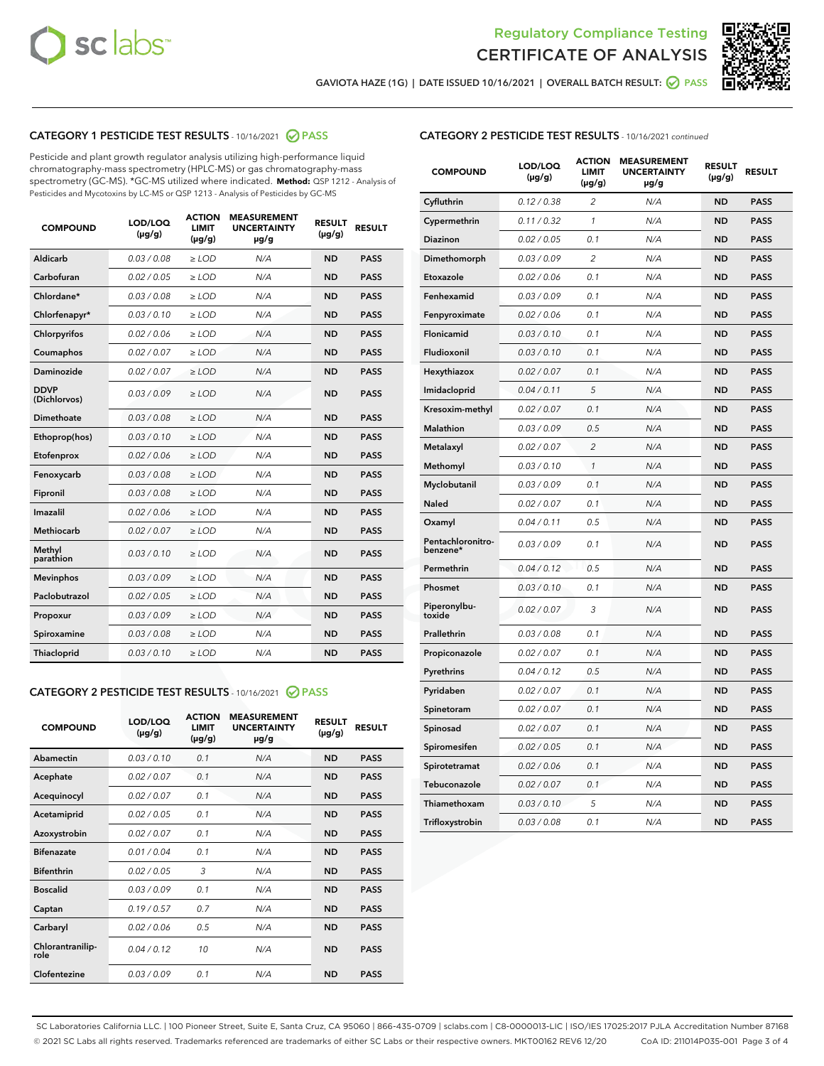Regulatory Compliance Testing
CERTIFICATE OF ANALYSIS

GAVIOTA HAZE (1G) | DATE ISSUED 10/16/2021 | OVERALL BATCH RESULT: PASS

## CATEGORY 1 PESTICIDE TEST RESULTS - 10/16/2021 PASS

Pesticide and plant growth regulator analysis utilizing high-performance liquid chromatography-mass spectrometry (HPLC-MS) or gas chromatography-mass spectrometry (GC-MS). *GC-MS utilized where indicated. **Method:** QSP 1212 - Analysis of Pesticides and Mycotoxins by LC-MS or QSP 1213 - Analysis of Pesticides by GC-MS

| COMPOUND | LOD/LOQ (µg/g) | ACTION LIMIT (µg/g) | MEASUREMENT UNCERTAINTY µg/g | RESULT (µg/g) | RESULT |
|---|---|---|---|---|---|
| Aldicarb | 0.03 / 0.08 | ≥ LOD | N/A | ND | PASS |
| Carbofuran | 0.02 / 0.05 | ≥ LOD | N/A | ND | PASS |
| Chlordane* | 0.03 / 0.08 | ≥ LOD | N/A | ND | PASS |
| Chlorfenapyr* | 0.03 / 0.10 | ≥ LOD | N/A | ND | PASS |
| Chlorpyrifos | 0.02 / 0.06 | ≥ LOD | N/A | ND | PASS |
| Coumaphos | 0.02 / 0.07 | ≥ LOD | N/A | ND | PASS |
| Daminozide | 0.02 / 0.07 | ≥ LOD | N/A | ND | PASS |
| DDVP (Dichlorvos) | 0.03 / 0.09 | ≥ LOD | N/A | ND | PASS |
| Dimethoate | 0.03 / 0.08 | ≥ LOD | N/A | ND | PASS |
| Ethoprop(hos) | 0.03 / 0.10 | ≥ LOD | N/A | ND | PASS |
| Etofenprox | 0.02 / 0.06 | ≥ LOD | N/A | ND | PASS |
| Fenoxycarb | 0.03 / 0.08 | ≥ LOD | N/A | ND | PASS |
| Fipronil | 0.03 / 0.08 | ≥ LOD | N/A | ND | PASS |
| Imazalil | 0.02 / 0.06 | ≥ LOD | N/A | ND | PASS |
| Methiocarb | 0.02 / 0.07 | ≥ LOD | N/A | ND | PASS |
| Methyl parathion | 0.03 / 0.10 | ≥ LOD | N/A | ND | PASS |
| Mevinphos | 0.03 / 0.09 | ≥ LOD | N/A | ND | PASS |
| Paclobutrazol | 0.02 / 0.05 | ≥ LOD | N/A | ND | PASS |
| Propoxur | 0.03 / 0.09 | ≥ LOD | N/A | ND | PASS |
| Spiroxamine | 0.03 / 0.08 | ≥ LOD | N/A | ND | PASS |
| Thiacloprid | 0.03 / 0.10 | ≥ LOD | N/A | ND | PASS |

## CATEGORY 2 PESTICIDE TEST RESULTS - 10/16/2021 PASS

| COMPOUND | LOD/LOQ (µg/g) | ACTION LIMIT (µg/g) | MEASUREMENT UNCERTAINTY µg/g | RESULT (µg/g) | RESULT |
|---|---|---|---|---|---|
| Abamectin | 0.03 / 0.10 | 0.1 | N/A | ND | PASS |
| Acephate | 0.02 / 0.07 | 0.1 | N/A | ND | PASS |
| Acequinocyl | 0.02 / 0.07 | 0.1 | N/A | ND | PASS |
| Acetamiprid | 0.02 / 0.05 | 0.1 | N/A | ND | PASS |
| Azoxystrobin | 0.02 / 0.07 | 0.1 | N/A | ND | PASS |
| Bifenazate | 0.01 / 0.04 | 0.1 | N/A | ND | PASS |
| Bifenthrin | 0.02 / 0.05 | 3 | N/A | ND | PASS |
| Boscalid | 0.03 / 0.09 | 0.1 | N/A | ND | PASS |
| Captan | 0.19 / 0.57 | 0.7 | N/A | ND | PASS |
| Carbaryl | 0.02 / 0.06 | 0.5 | N/A | ND | PASS |
| Chlorantraniliprole | 0.04 / 0.12 | 10 | N/A | ND | PASS |
| Clofentezine | 0.03 / 0.09 | 0.1 | N/A | ND | PASS |
| Cyfluthrin | 0.12 / 0.38 | 2 | N/A | ND | PASS |
| Cypermethrin | 0.11 / 0.32 | 1 | N/A | ND | PASS |
| Diazinon | 0.02 / 0.05 | 0.1 | N/A | ND | PASS |
| Dimethomorph | 0.03 / 0.09 | 2 | N/A | ND | PASS |
| Etoxazole | 0.02 / 0.06 | 0.1 | N/A | ND | PASS |
| Fenhexamid | 0.03 / 0.09 | 0.1 | N/A | ND | PASS |
| Fenpyroximate | 0.02 / 0.06 | 0.1 | N/A | ND | PASS |
| Flonicamid | 0.03 / 0.10 | 0.1 | N/A | ND | PASS |
| Fludioxonil | 0.03 / 0.10 | 0.1 | N/A | ND | PASS |
| Hexythiazox | 0.02 / 0.07 | 0.1 | N/A | ND | PASS |
| Imidacloprid | 0.04 / 0.11 | 5 | N/A | ND | PASS |
| Kresoxim-methyl | 0.02 / 0.07 | 0.1 | N/A | ND | PASS |
| Malathion | 0.03 / 0.09 | 0.5 | N/A | ND | PASS |
| Metalaxyl | 0.02 / 0.07 | 2 | N/A | ND | PASS |
| Methomyl | 0.03 / 0.10 | 1 | N/A | ND | PASS |
| Myclobutanil | 0.03 / 0.09 | 0.1 | N/A | ND | PASS |
| Naled | 0.02 / 0.07 | 0.1 | N/A | ND | PASS |
| Oxamyl | 0.04 / 0.11 | 0.5 | N/A | ND | PASS |
| Pentachloronitrobenzene* | 0.03 / 0.09 | 0.1 | N/A | ND | PASS |
| Permethrin | 0.04 / 0.12 | 0.5 | N/A | ND | PASS |
| Phosmet | 0.03 / 0.10 | 0.1 | N/A | ND | PASS |
| Piperonylbutoxide | 0.02 / 0.07 | 3 | N/A | ND | PASS |
| Prallethrin | 0.03 / 0.08 | 0.1 | N/A | ND | PASS |
| Propiconazole | 0.02 / 0.07 | 0.1 | N/A | ND | PASS |
| Pyrethrins | 0.04 / 0.12 | 0.5 | N/A | ND | PASS |
| Pyridaben | 0.02 / 0.07 | 0.1 | N/A | ND | PASS |
| Spinetoram | 0.02 / 0.07 | 0.1 | N/A | ND | PASS |
| Spinosad | 0.02 / 0.07 | 0.1 | N/A | ND | PASS |
| Spiromesifen | 0.02 / 0.05 | 0.1 | N/A | ND | PASS |
| Spirotetramat | 0.02 / 0.06 | 0.1 | N/A | ND | PASS |
| Tebuconazole | 0.02 / 0.07 | 0.1 | N/A | ND | PASS |
| Thiamethoxam | 0.03 / 0.10 | 5 | N/A | ND | PASS |
| Trifloxystrobin | 0.03 / 0.08 | 0.1 | N/A | ND | PASS |

SC Laboratories California LLC. | 100 Pioneer Street, Suite E, Santa Cruz, CA 95060 | 866-435-0709 | sclabs.com | C8-0000013-LIC | ISO/IES 17025:2017 PJLA Accreditation Number 87168
© 2021 SC Labs all rights reserved. Trademarks referenced are trademarks of either SC Labs or their respective owners. MKT00162 REV6 12/20 CoA ID: 211014P035-001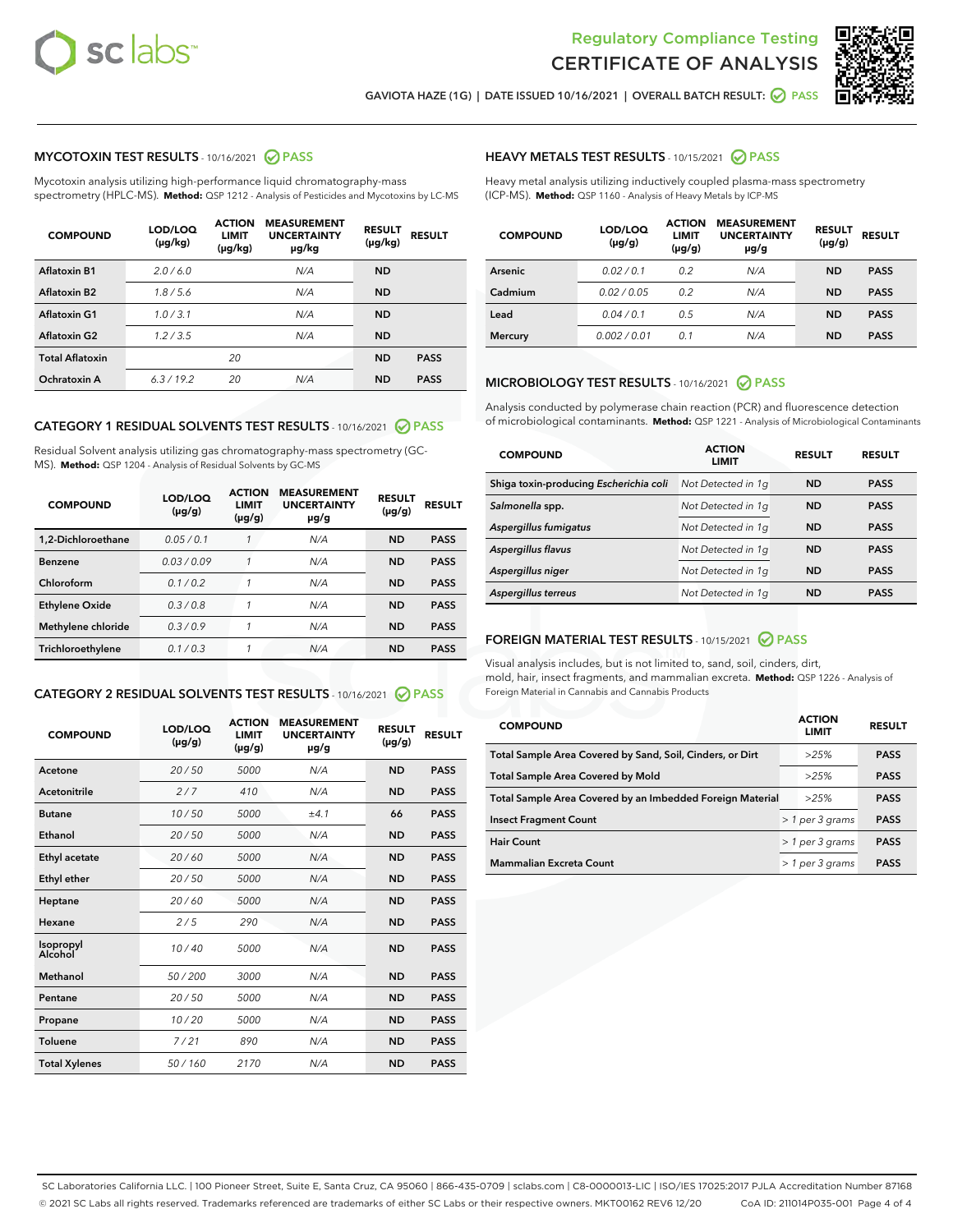# Regulatory Compliance Testing
# CERTIFICATE OF ANALYSIS

GAVIOTA HAZE (1G) | DATE ISSUED 10/16/2021 | OVERALL BATCH RESULT: PASS

## MYCOTOXIN TEST RESULTS - 10/16/2021 PASS

Mycotoxin analysis utilizing high-performance liquid chromatography-mass spectrometry (HPLC-MS). **Method:** QSP 1212 - Analysis of Pesticides and Mycotoxins by LC-MS

| COMPOUND | LOD/LOQ (μg/kg) | ACTION LIMIT (μg/kg) | MEASUREMENT UNCERTAINTY μg/kg | RESULT (μg/kg) | RESULT |
|---|---|---|---|---|---|
| Aflatoxin B1 | 2.0 / 6.0 | | N/A | ND | |
| Aflatoxin B2 | 1.8 / 5.6 | | N/A | ND | |
| Aflatoxin G1 | 1.0 / 3.1 | | N/A | ND | |
| Aflatoxin G2 | 1.2 / 3.5 | | N/A | ND | |
| Total Aflatoxin | | 20 | | ND | PASS |
| Ochratoxin A | 6.3 / 19.2 | 20 | N/A | ND | PASS |

## CATEGORY 1 RESIDUAL SOLVENTS TEST RESULTS - 10/16/2021 PASS

Residual Solvent analysis utilizing gas chromatography-mass spectrometry (GC-MS). **Method:** QSP 1204 - Analysis of Residual Solvents by GC-MS

| COMPOUND | LOD/LOQ (μg/g) | ACTION LIMIT (μg/g) | MEASUREMENT UNCERTAINTY μg/g | RESULT (μg/g) | RESULT |
|---|---|---|---|---|---|
| 1,2-Dichloroethane | 0.05 / 0.1 | 1 | N/A | ND | PASS |
| Benzene | 0.03 / 0.09 | 1 | N/A | ND | PASS |
| Chloroform | 0.1 / 0.2 | 1 | N/A | ND | PASS |
| Ethylene Oxide | 0.3 / 0.8 | 1 | N/A | ND | PASS |
| Methylene chloride | 0.3 / 0.9 | 1 | N/A | ND | PASS |
| Trichloroethylene | 0.1 / 0.3 | 1 | N/A | ND | PASS |

## CATEGORY 2 RESIDUAL SOLVENTS TEST RESULTS - 10/16/2021 PASS

| COMPOUND | LOD/LOQ (μg/g) | ACTION LIMIT (μg/g) | MEASUREMENT UNCERTAINTY μg/g | RESULT (μg/g) | RESULT |
|---|---|---|---|---|---|
| Acetone | 20 / 50 | 5000 | N/A | ND | PASS |
| Acetonitrile | 2 / 7 | 410 | N/A | ND | PASS |
| Butane | 10 / 50 | 5000 | ±4.1 | 66 | PASS |
| Ethanol | 20 / 50 | 5000 | N/A | ND | PASS |
| Ethyl acetate | 20 / 60 | 5000 | N/A | ND | PASS |
| Ethyl ether | 20 / 50 | 5000 | N/A | ND | PASS |
| Heptane | 20 / 60 | 5000 | N/A | ND | PASS |
| Hexane | 2 / 5 | 290 | N/A | ND | PASS |
| Isopropyl Alcohol | 10 / 40 | 5000 | N/A | ND | PASS |
| Methanol | 50 / 200 | 3000 | N/A | ND | PASS |
| Pentane | 20 / 50 | 5000 | N/A | ND | PASS |
| Propane | 10 / 20 | 5000 | N/A | ND | PASS |
| Toluene | 7 / 21 | 890 | N/A | ND | PASS |
| Total Xylenes | 50 / 160 | 2170 | N/A | ND | PASS |

## HEAVY METALS TEST RESULTS - 10/15/2021 PASS

Heavy metal analysis utilizing inductively coupled plasma-mass spectrometry (ICP-MS). **Method:** QSP 1160 - Analysis of Heavy Metals by ICP-MS

| COMPOUND | LOD/LOQ (μg/g) | ACTION LIMIT (μg/g) | MEASUREMENT UNCERTAINTY μg/g | RESULT (μg/g) | RESULT |
|---|---|---|---|---|---|
| Arsenic | 0.02 / 0.1 | 0.2 | N/A | ND | PASS |
| Cadmium | 0.02 / 0.05 | 0.2 | N/A | ND | PASS |
| Lead | 0.04 / 0.1 | 0.5 | N/A | ND | PASS |
| Mercury | 0.002 / 0.01 | 0.1 | N/A | ND | PASS |

## MICROBIOLOGY TEST RESULTS - 10/16/2021 PASS

Analysis conducted by polymerase chain reaction (PCR) and fluorescence detection of microbiological contaminants. **Method:** QSP 1221 - Analysis of Microbiological Contaminants

| COMPOUND | ACTION LIMIT | RESULT | RESULT |
|---|---|---|---|
| Shiga toxin-producing *Escherichia coli* | Not Detected in 1g | ND | PASS |
| *Salmonella* spp. | Not Detected in 1g | ND | PASS |
| *Aspergillus fumigatus* | Not Detected in 1g | ND | PASS |
| *Aspergillus flavus* | Not Detected in 1g | ND | PASS |
| *Aspergillus niger* | Not Detected in 1g | ND | PASS |
| *Aspergillus terreus* | Not Detected in 1g | ND | PASS |

## FOREIGN MATERIAL TEST RESULTS - 10/15/2021 PASS

Visual analysis includes, but is not limited to, sand, soil, cinders, dirt, mold, hair, insect fragments, and mammalian excreta. **Method:** QSP 1226 - Analysis of Foreign Material in Cannabis and Cannabis Products

| COMPOUND | ACTION LIMIT | RESULT |
|---|---|---|
| Total Sample Area Covered by Sand, Soil, Cinders, or Dirt | >25% | PASS |
| Total Sample Area Covered by Mold | >25% | PASS |
| Total Sample Area Covered by an Imbedded Foreign Material | >25% | PASS |
| Insect Fragment Count | > 1 per 3 grams | PASS |
| Hair Count | > 1 per 3 grams | PASS |
| Mammalian Excreta Count | > 1 per 3 grams | PASS |

SC Laboratories California LLC. | 100 Pioneer Street, Suite E, Santa Cruz, CA 95060 | 866-435-0709 | sclabs.com | C8-0000013-LIC | ISO/IES 17025:2017 PJLA Accreditation Number 87168
© 2021 SC Labs all rights reserved. Trademarks referenced are trademarks of either SC Labs or their respective owners. MKT00162 REV6 12/20 CoA ID: 211014P035-001